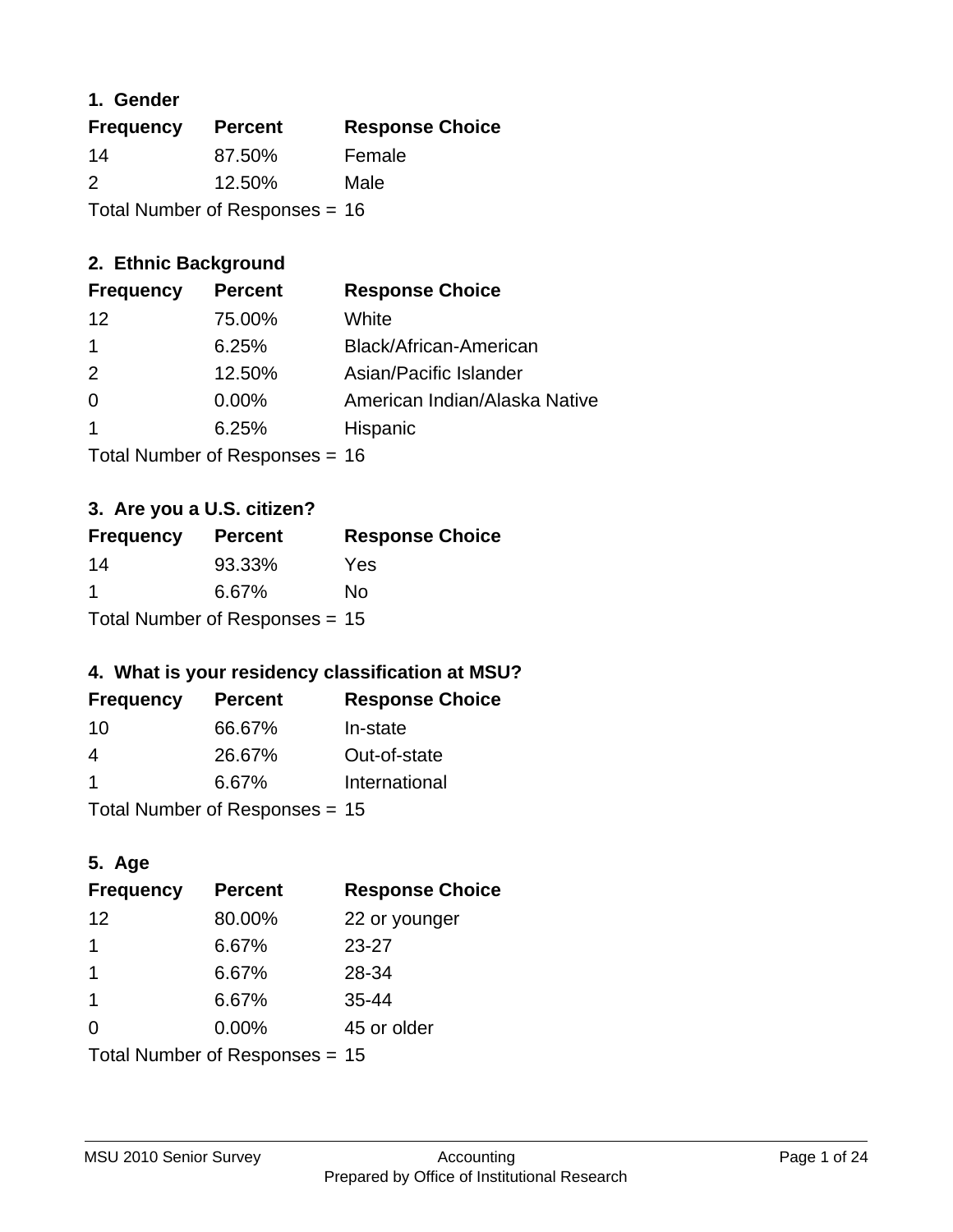### 1. Gender

| Frequency | Percent | Response Choice |
|---|---|---|
| 14 | 87.50% | Female |
| 2 | 12.50% | Male |

Total Number of Responses = 16

### 2. Ethnic Background

| Frequency | Percent | Response Choice |
|---|---|---|
| 12 | 75.00% | White |
| 1 | 6.25% | Black/African-American |
| 2 | 12.50% | Asian/Pacific Islander |
| 0 | 0.00% | American Indian/Alaska Native |
| 1 | 6.25% | Hispanic |

Total Number of Responses = 16

### 3. Are you a U.S. citizen?

| Frequency | Percent | Response Choice |
|---|---|---|
| 14 | 93.33% | Yes |
| 1 | 6.67% | No |

Total Number of Responses = 15

### 4. What is your residency classification at MSU?

| Frequency | Percent | Response Choice |
|---|---|---|
| 10 | 66.67% | In-state |
| 4 | 26.67% | Out-of-state |
| 1 | 6.67% | International |

Total Number of Responses = 15

### 5. Age

| Frequency | Percent | Response Choice |
|---|---|---|
| 12 | 80.00% | 22 or younger |
| 1 | 6.67% | 23-27 |
| 1 | 6.67% | 28-34 |
| 1 | 6.67% | 35-44 |
| 0 | 0.00% | 45 or older |

Total Number of Responses = 15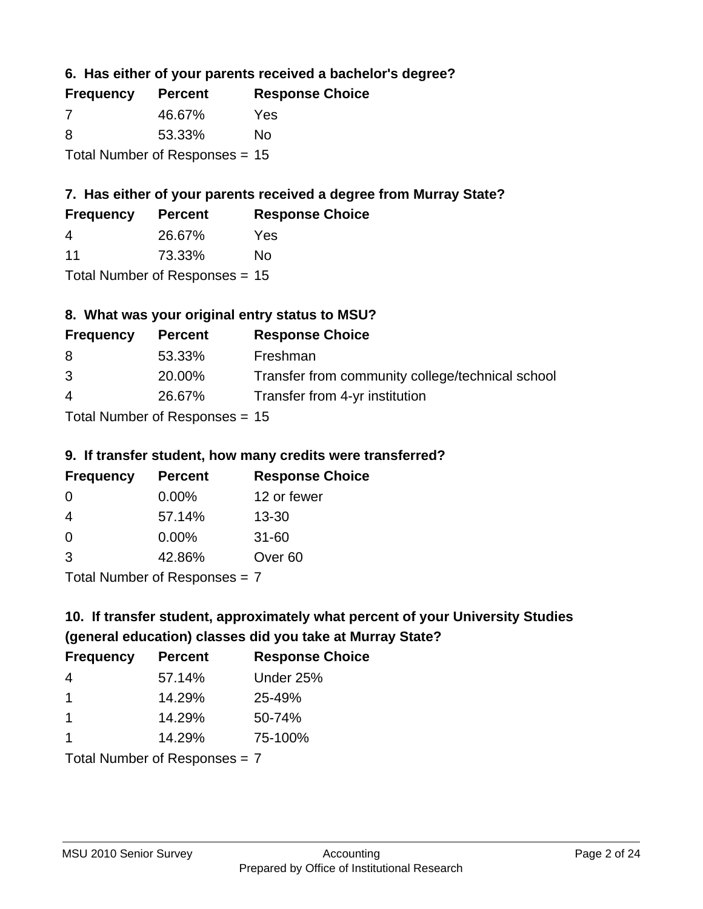### 6. Has either of your parents received a bachelor's degree?

| Frequency | Percent | Response Choice |
|---|---|---|
| 7 | 46.67% | Yes |
| 8 | 53.33% | No |

Total Number of Responses = 15

### 7. Has either of your parents received a degree from Murray State?

| Frequency | Percent | Response Choice |
|---|---|---|
| 4 | 26.67% | Yes |
| 11 | 73.33% | No |

Total Number of Responses = 15

### 8. What was your original entry status to MSU?

| Frequency | Percent | Response Choice |
|---|---|---|
| 8 | 53.33% | Freshman |
| 3 | 20.00% | Transfer from community college/technical school |
| 4 | 26.67% | Transfer from 4-yr institution |

Total Number of Responses = 15

### 9. If transfer student, how many credits were transferred?

| Frequency | Percent | Response Choice |
|---|---|---|
| 0 | 0.00% | 12 or fewer |
| 4 | 57.14% | 13-30 |
| 0 | 0.00% | 31-60 |
| 3 | 42.86% | Over 60 |

Total Number of Responses = 7

### 10. If transfer student, approximately what percent of your University Studies (general education) classes did you take at Murray State?

| Frequency | Percent | Response Choice |
|---|---|---|
| 4 | 57.14% | Under 25% |
| 1 | 14.29% | 25-49% |
| 1 | 14.29% | 50-74% |
| 1 | 14.29% | 75-100% |

Total Number of Responses = 7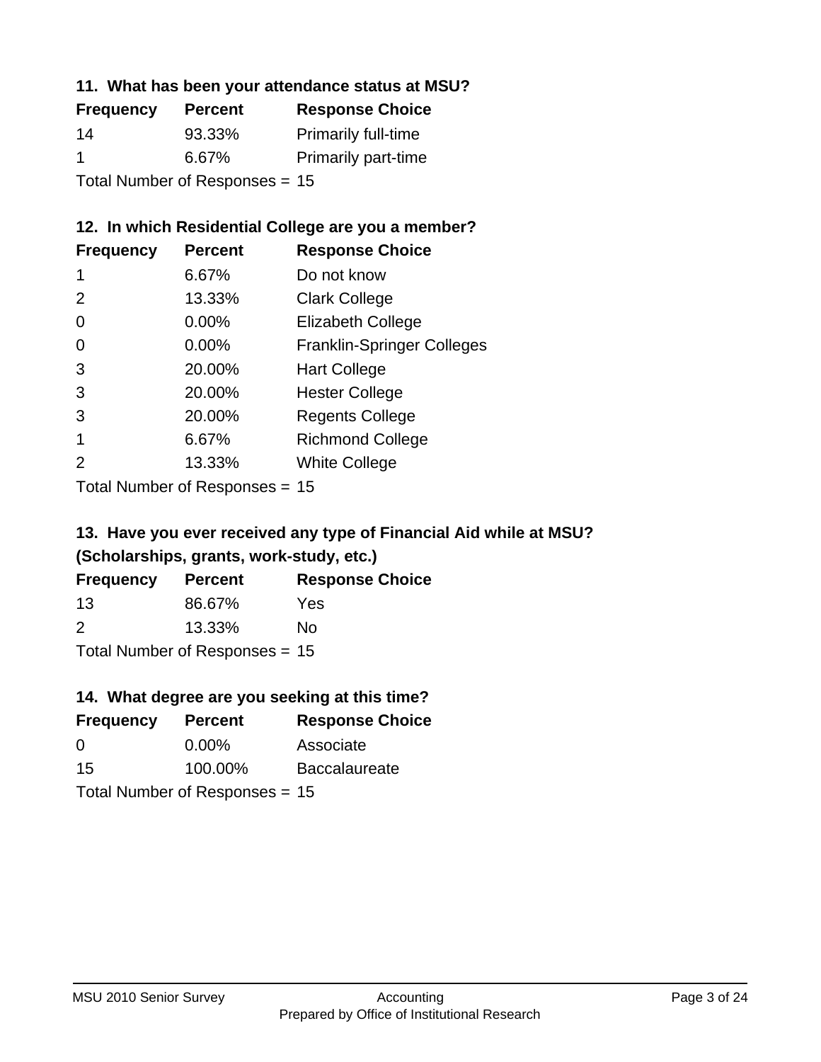### 11. What has been your attendance status at MSU?

| Frequency | Percent | Response Choice |
|---|---|---|
| 14 | 93.33% | Primarily full-time |
| 1 | 6.67% | Primarily part-time |

Total Number of Responses = 15

### 12. In which Residential College are you a member?

| Frequency | Percent | Response Choice |
|---|---|---|
| 1 | 6.67% | Do not know |
| 2 | 13.33% | Clark College |
| 0 | 0.00% | Elizabeth College |
| 0 | 0.00% | Franklin-Springer Colleges |
| 3 | 20.00% | Hart College |
| 3 | 20.00% | Hester College |
| 3 | 20.00% | Regents College |
| 1 | 6.67% | Richmond College |
| 2 | 13.33% | White College |

Total Number of Responses = 15

### 13. Have you ever received any type of Financial Aid while at MSU? (Scholarships, grants, work-study, etc.)

| Frequency | Percent | Response Choice |
|---|---|---|
| 13 | 86.67% | Yes |
| 2 | 13.33% | No |

Total Number of Responses = 15

### 14. What degree are you seeking at this time?

| Frequency | Percent | Response Choice |
|---|---|---|
| 0 | 0.00% | Associate |
| 15 | 100.00% | Baccalaureate |

Total Number of Responses = 15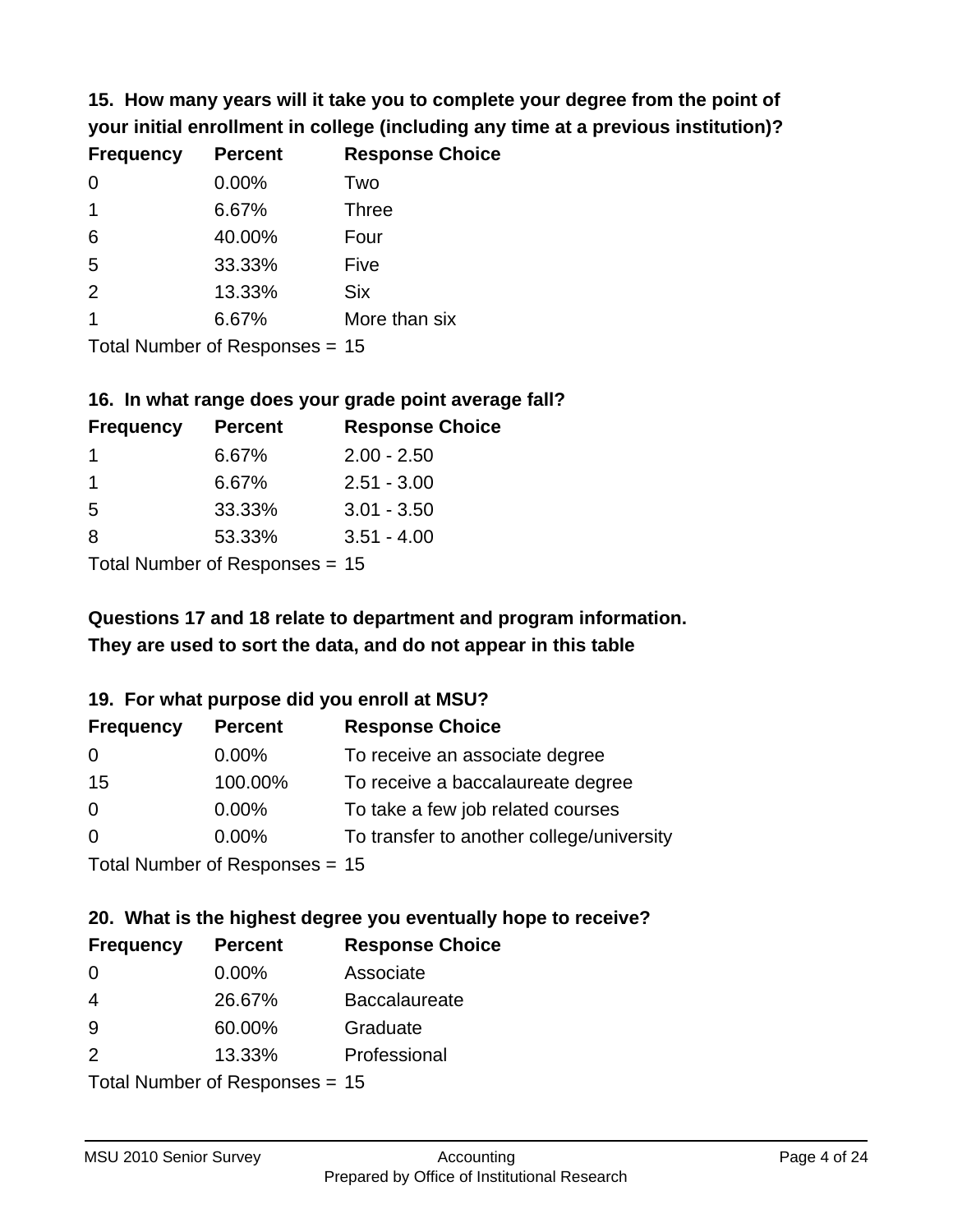**15. How many years will it take you to complete your degree from the point of your initial enrollment in college (including any time at a previous institution)?**

| Frequency | Percent | Response Choice |
|---|---|---|
| 0 | 0.00% | Two |
| 1 | 6.67% | Three |
| 6 | 40.00% | Four |
| 5 | 33.33% | Five |
| 2 | 13.33% | Six |
| 1 | 6.67% | More than six |

Total Number of Responses = 15

**16. In what range does your grade point average fall?**

| Frequency | Percent | Response Choice |
|---|---|---|
| 1 | 6.67% | 2.00 - 2.50 |
| 1 | 6.67% | 2.51 - 3.00 |
| 5 | 33.33% | 3.01 - 3.50 |
| 8 | 53.33% | 3.51 - 4.00 |

Total Number of Responses = 15

**Questions 17 and 18 relate to department and program information. They are used to sort the data, and do not appear in this table**

**19. For what purpose did you enroll at MSU?**

| Frequency | Percent | Response Choice |
|---|---|---|
| 0 | 0.00% | To receive an associate degree |
| 15 | 100.00% | To receive a baccalaureate degree |
| 0 | 0.00% | To take a few job related courses |
| 0 | 0.00% | To transfer to another college/university |

Total Number of Responses = 15

**20. What is the highest degree you eventually hope to receive?**

| Frequency | Percent | Response Choice |
|---|---|---|
| 0 | 0.00% | Associate |
| 4 | 26.67% | Baccalaureate |
| 9 | 60.00% | Graduate |
| 2 | 13.33% | Professional |

Total Number of Responses = 15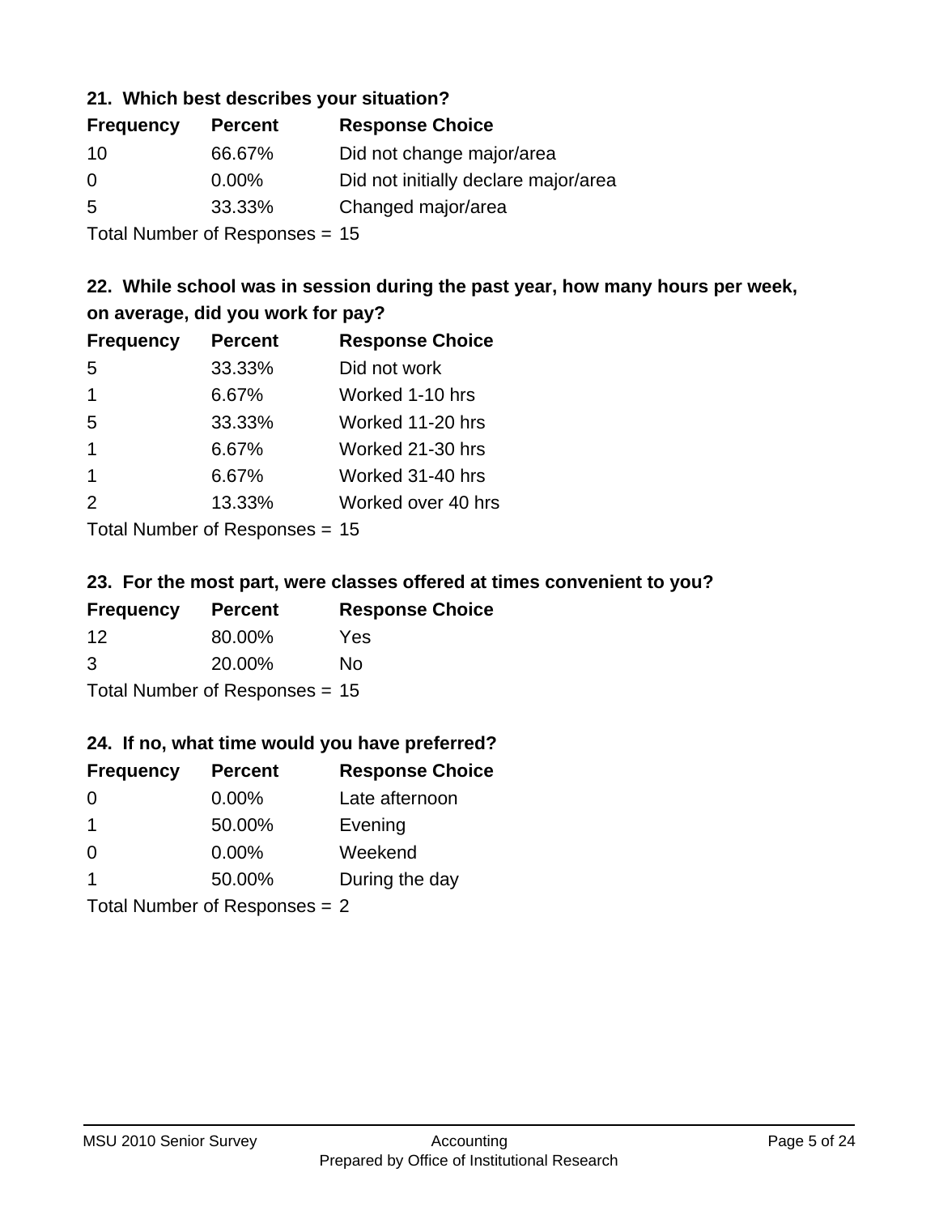### 21. Which best describes your situation?

| Frequency | Percent | Response Choice |
|---|---|---|
| 10 | 66.67% | Did not change major/area |
| 0 | 0.00% | Did not initially declare major/area |
| 5 | 33.33% | Changed major/area |

Total Number of Responses = 15

### 22. While school was in session during the past year, how many hours per week, on average, did you work for pay?

| Frequency | Percent | Response Choice |
|---|---|---|
| 5 | 33.33% | Did not work |
| 1 | 6.67% | Worked 1-10 hrs |
| 5 | 33.33% | Worked 11-20 hrs |
| 1 | 6.67% | Worked 21-30 hrs |
| 1 | 6.67% | Worked 31-40 hrs |
| 2 | 13.33% | Worked over 40 hrs |

Total Number of Responses = 15

### 23. For the most part, were classes offered at times convenient to you?

| Frequency | Percent | Response Choice |
|---|---|---|
| 12 | 80.00% | Yes |
| 3 | 20.00% | No |

Total Number of Responses = 15

### 24. If no, what time would you have preferred?

| Frequency | Percent | Response Choice |
|---|---|---|
| 0 | 0.00% | Late afternoon |
| 1 | 50.00% | Evening |
| 0 | 0.00% | Weekend |
| 1 | 50.00% | During the day |

Total Number of Responses = 2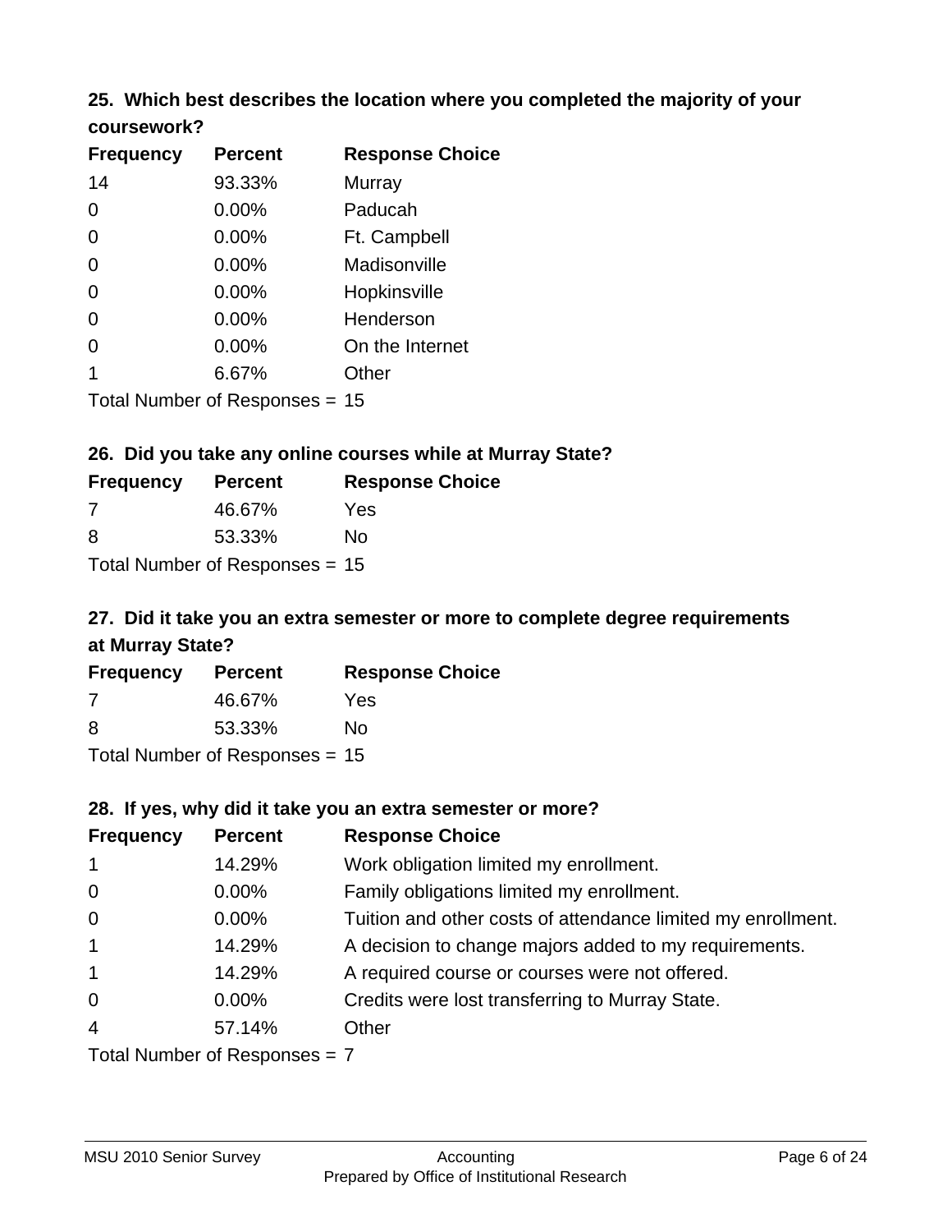### 25. Which best describes the location where you completed the majority of your coursework?

| Frequency | Percent | Response Choice |
|---|---|---|
| 14 | 93.33% | Murray |
| 0 | 0.00% | Paducah |
| 0 | 0.00% | Ft. Campbell |
| 0 | 0.00% | Madisonville |
| 0 | 0.00% | Hopkinsville |
| 0 | 0.00% | Henderson |
| 0 | 0.00% | On the Internet |
| 1 | 6.67% | Other |

Total Number of Responses = 15

### 26. Did you take any online courses while at Murray State?

| Frequency | Percent | Response Choice |
|---|---|---|
| 7 | 46.67% | Yes |
| 8 | 53.33% | No |

Total Number of Responses = 15

### 27. Did it take you an extra semester or more to complete degree requirements at Murray State?

| Frequency | Percent | Response Choice |
|---|---|---|
| 7 | 46.67% | Yes |
| 8 | 53.33% | No |

Total Number of Responses = 15

### 28. If yes, why did it take you an extra semester or more?

| Frequency | Percent | Response Choice |
|---|---|---|
| 1 | 14.29% | Work obligation limited my enrollment. |
| 0 | 0.00% | Family obligations limited my enrollment. |
| 0 | 0.00% | Tuition and other costs of attendance limited my enrollment. |
| 1 | 14.29% | A decision to change majors added to my requirements. |
| 1 | 14.29% | A required course or courses were not offered. |
| 0 | 0.00% | Credits were lost transferring to Murray State. |
| 4 | 57.14% | Other |

Total Number of Responses = 7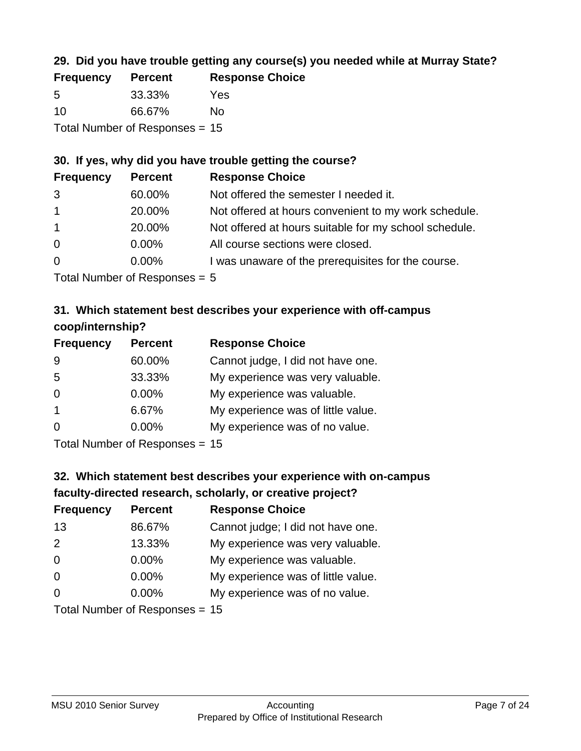### 29. Did you have trouble getting any course(s) you needed while at Murray State?

| Frequency | Percent | Response Choice |
|---|---|---|
| 5 | 33.33% | Yes |
| 10 | 66.67% | No |

Total Number of Responses = 15

### 30. If yes, why did you have trouble getting the course?

| Frequency | Percent | Response Choice |
|---|---|---|
| 3 | 60.00% | Not offered the semester I needed it. |
| 1 | 20.00% | Not offered at hours convenient to my work schedule. |
| 1 | 20.00% | Not offered at hours suitable for my school schedule. |
| 0 | 0.00% | All course sections were closed. |
| 0 | 0.00% | I was unaware of the prerequisites for the course. |

Total Number of Responses = 5

### 31. Which statement best describes your experience with off-campus coop/internship?

| Frequency | Percent | Response Choice |
|---|---|---|
| 9 | 60.00% | Cannot judge, I did not have one. |
| 5 | 33.33% | My experience was very valuable. |
| 0 | 0.00% | My experience was valuable. |
| 1 | 6.67% | My experience was of little value. |
| 0 | 0.00% | My experience was of no value. |

Total Number of Responses = 15

### 32. Which statement best describes your experience with on-campus faculty-directed research, scholarly, or creative project?

| Frequency | Percent | Response Choice |
|---|---|---|
| 13 | 86.67% | Cannot judge; I did not have one. |
| 2 | 13.33% | My experience was very valuable. |
| 0 | 0.00% | My experience was valuable. |
| 0 | 0.00% | My experience was of little value. |
| 0 | 0.00% | My experience was of no value. |

Total Number of Responses = 15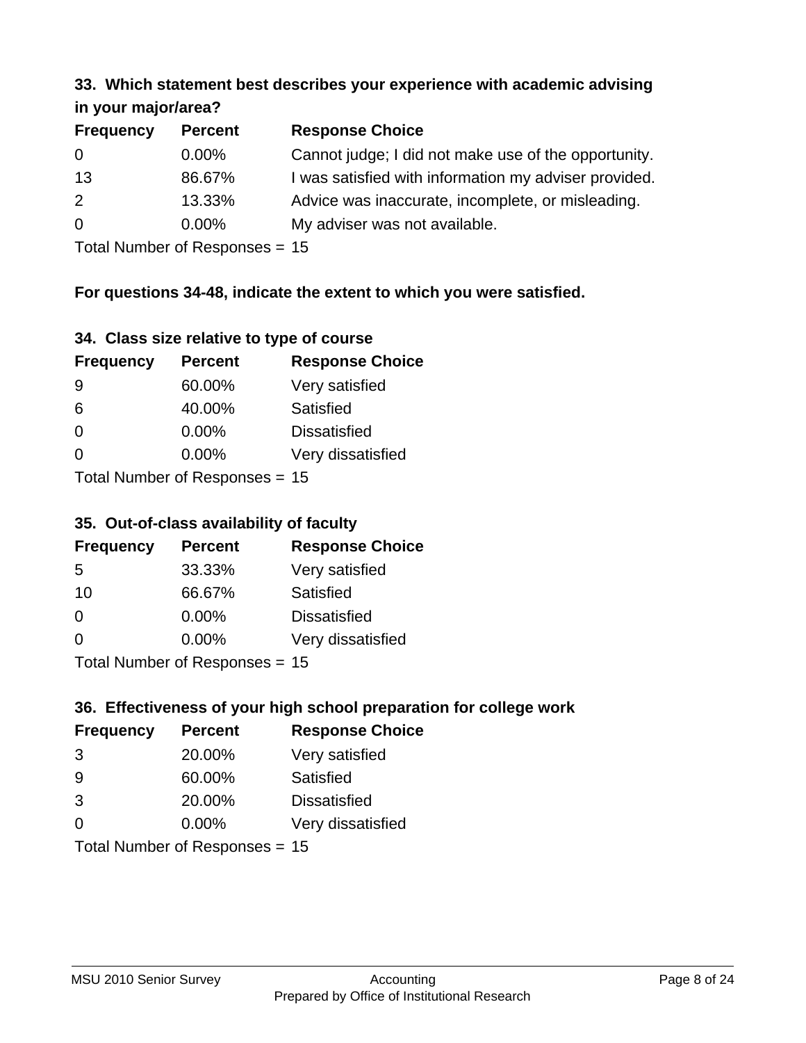### 33. Which statement best describes your experience with academic advising in your major/area?

| Frequency | Percent | Response Choice |
|---|---|---|
| 0 | 0.00% | Cannot judge; I did not make use of the opportunity. |
| 13 | 86.67% | I was satisfied with information my adviser provided. |
| 2 | 13.33% | Advice was inaccurate, incomplete, or misleading. |
| 0 | 0.00% | My adviser was not available. |

Total Number of Responses = 15

**For questions 34-48, indicate the extent to which you were satisfied.**

### 34. Class size relative to type of course

| Frequency | Percent | Response Choice |
|---|---|---|
| 9 | 60.00% | Very satisfied |
| 6 | 40.00% | Satisfied |
| 0 | 0.00% | Dissatisfied |
| 0 | 0.00% | Very dissatisfied |

Total Number of Responses = 15

### 35. Out-of-class availability of faculty

| Frequency | Percent | Response Choice |
|---|---|---|
| 5 | 33.33% | Very satisfied |
| 10 | 66.67% | Satisfied |
| 0 | 0.00% | Dissatisfied |
| 0 | 0.00% | Very dissatisfied |

Total Number of Responses = 15

### 36. Effectiveness of your high school preparation for college work

| Frequency | Percent | Response Choice |
|---|---|---|
| 3 | 20.00% | Very satisfied |
| 9 | 60.00% | Satisfied |
| 3 | 20.00% | Dissatisfied |
| 0 | 0.00% | Very dissatisfied |

Total Number of Responses = 15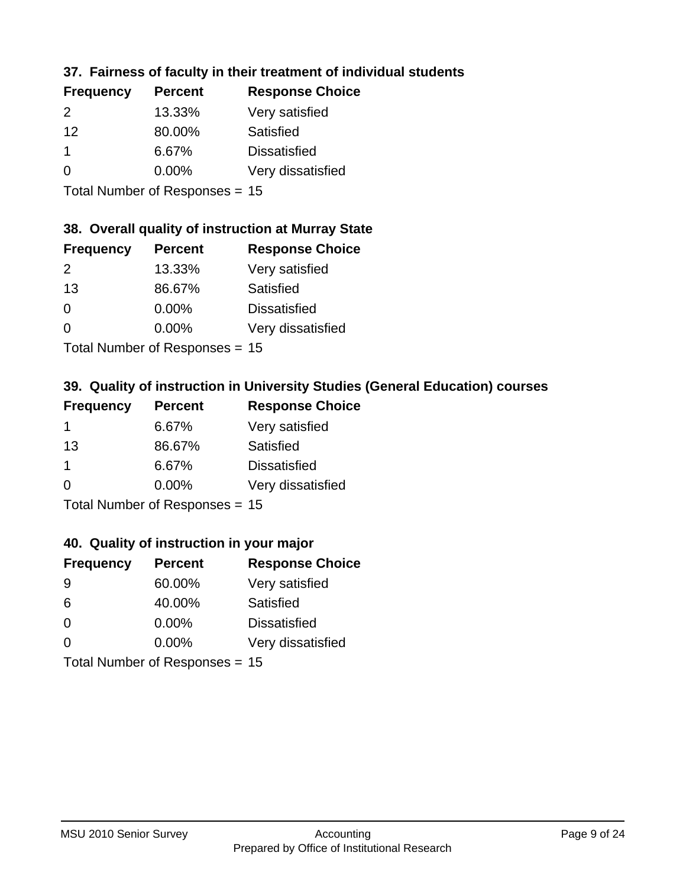### 37. Fairness of faculty in their treatment of individual students

| Frequency | Percent | Response Choice |
| --- | --- | --- |
| 2 | 13.33% | Very satisfied |
| 12 | 80.00% | Satisfied |
| 1 | 6.67% | Dissatisfied |
| 0 | 0.00% | Very dissatisfied |

Total Number of Responses = 15

### 38. Overall quality of instruction at Murray State

| Frequency | Percent | Response Choice |
| --- | --- | --- |
| 2 | 13.33% | Very satisfied |
| 13 | 86.67% | Satisfied |
| 0 | 0.00% | Dissatisfied |
| 0 | 0.00% | Very dissatisfied |

Total Number of Responses = 15

### 39. Quality of instruction in University Studies (General Education) courses

| Frequency | Percent | Response Choice |
| --- | --- | --- |
| 1 | 6.67% | Very satisfied |
| 13 | 86.67% | Satisfied |
| 1 | 6.67% | Dissatisfied |
| 0 | 0.00% | Very dissatisfied |

Total Number of Responses = 15

### 40. Quality of instruction in your major

| Frequency | Percent | Response Choice |
| --- | --- | --- |
| 9 | 60.00% | Very satisfied |
| 6 | 40.00% | Satisfied |
| 0 | 0.00% | Dissatisfied |
| 0 | 0.00% | Very dissatisfied |

Total Number of Responses = 15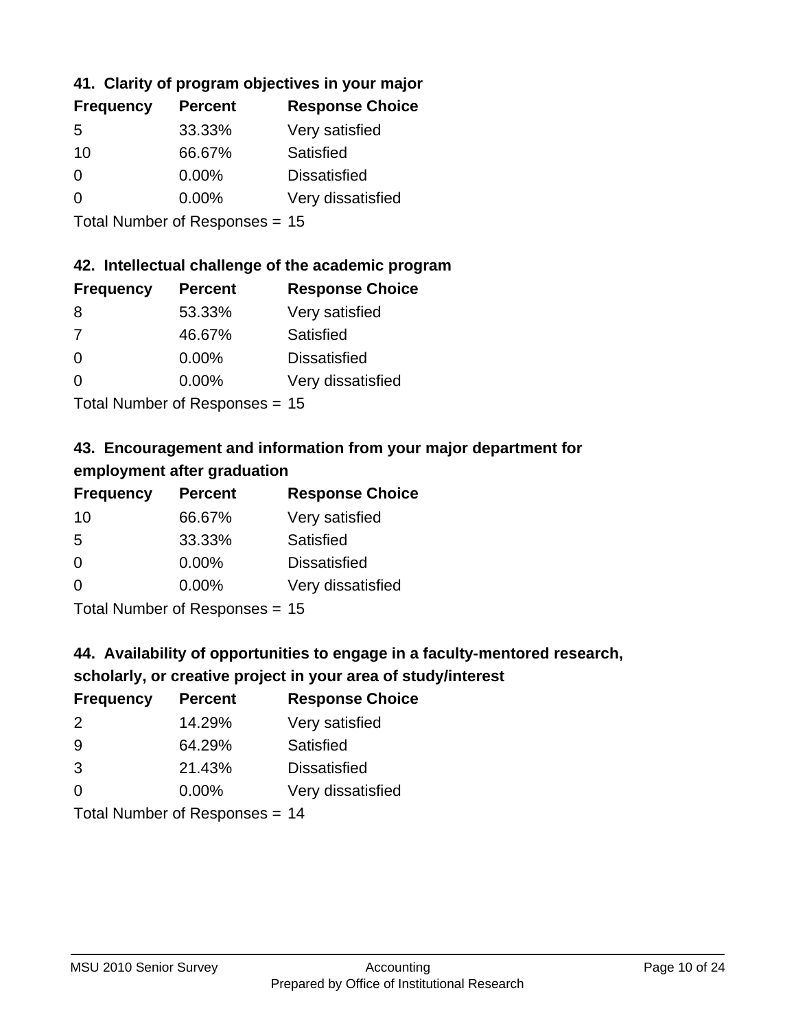## 41. Clarity of program objectives in your major

| Frequency | Percent | Response Choice |
|---|---|---|
| 5 | 33.33% | Very satisfied |
| 10 | 66.67% | Satisfied |
| 0 | 0.00% | Dissatisfied |
| 0 | 0.00% | Very dissatisfied |

Total Number of Responses = 15

## 42. Intellectual challenge of the academic program

| Frequency | Percent | Response Choice |
|---|---|---|
| 8 | 53.33% | Very satisfied |
| 7 | 46.67% | Satisfied |
| 0 | 0.00% | Dissatisfied |
| 0 | 0.00% | Very dissatisfied |

Total Number of Responses = 15

## 43. Encouragement and information from your major department for employment after graduation

| Frequency | Percent | Response Choice |
|---|---|---|
| 10 | 66.67% | Very satisfied |
| 5 | 33.33% | Satisfied |
| 0 | 0.00% | Dissatisfied |
| 0 | 0.00% | Very dissatisfied |

Total Number of Responses = 15

## 44. Availability of opportunities to engage in a faculty-mentored research, scholarly, or creative project in your area of study/interest

| Frequency | Percent | Response Choice |
|---|---|---|
| 2 | 14.29% | Very satisfied |
| 9 | 64.29% | Satisfied |
| 3 | 21.43% | Dissatisfied |
| 0 | 0.00% | Very dissatisfied |

Total Number of Responses = 14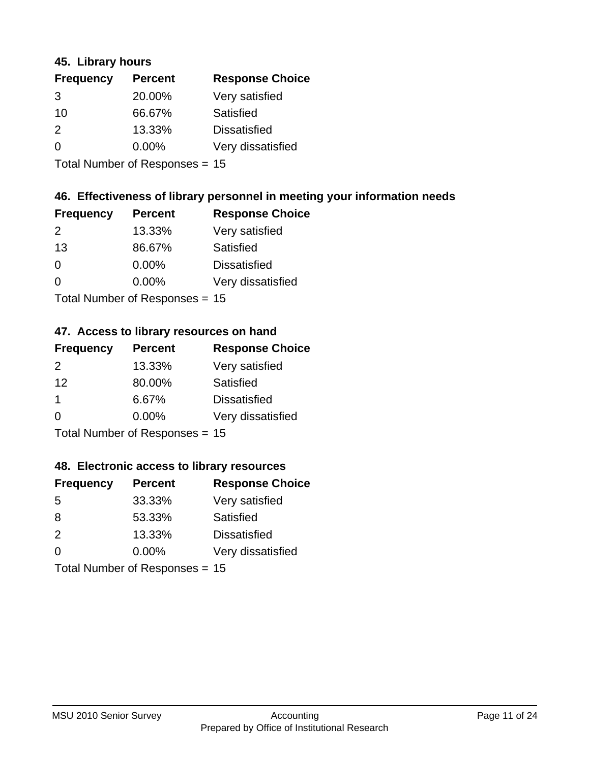### 45. Library hours

| Frequency | Percent | Response Choice |
|---|---|---|
| 3 | 20.00% | Very satisfied |
| 10 | 66.67% | Satisfied |
| 2 | 13.33% | Dissatisfied |
| 0 | 0.00% | Very dissatisfied |

Total Number of Responses = 15

### 46. Effectiveness of library personnel in meeting your information needs

| Frequency | Percent | Response Choice |
|---|---|---|
| 2 | 13.33% | Very satisfied |
| 13 | 86.67% | Satisfied |
| 0 | 0.00% | Dissatisfied |
| 0 | 0.00% | Very dissatisfied |

Total Number of Responses = 15

### 47. Access to library resources on hand

| Frequency | Percent | Response Choice |
|---|---|---|
| 2 | 13.33% | Very satisfied |
| 12 | 80.00% | Satisfied |
| 1 | 6.67% | Dissatisfied |
| 0 | 0.00% | Very dissatisfied |

Total Number of Responses = 15

### 48. Electronic access to library resources

| Frequency | Percent | Response Choice |
|---|---|---|
| 5 | 33.33% | Very satisfied |
| 8 | 53.33% | Satisfied |
| 2 | 13.33% | Dissatisfied |
| 0 | 0.00% | Very dissatisfied |

Total Number of Responses = 15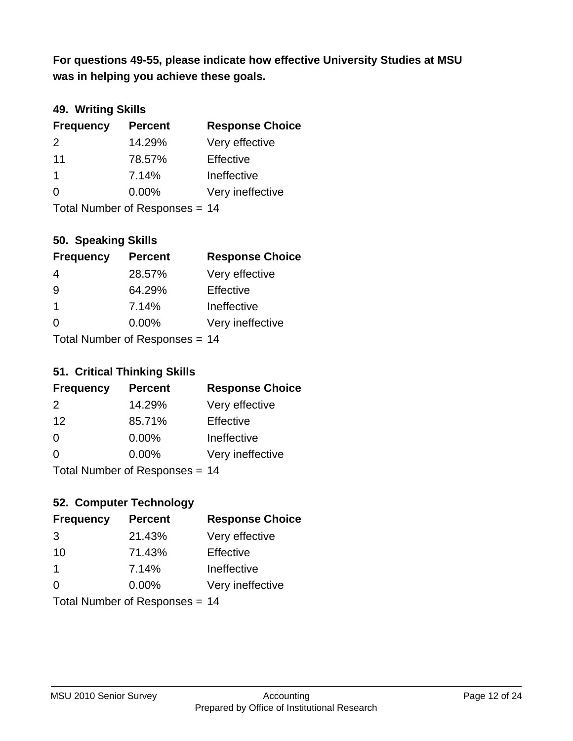**For questions 49-55, please indicate how effective University Studies at MSU was in helping you achieve these goals.**

### 49. Writing Skills

| Frequency | Percent | Response Choice |
|---|---|---|
| 2 | 14.29% | Very effective |
| 11 | 78.57% | Effective |
| 1 | 7.14% | Ineffective |
| 0 | 0.00% | Very ineffective |

Total Number of Responses = 14

### 50. Speaking Skills

| Frequency | Percent | Response Choice |
|---|---|---|
| 4 | 28.57% | Very effective |
| 9 | 64.29% | Effective |
| 1 | 7.14% | Ineffective |
| 0 | 0.00% | Very ineffective |

Total Number of Responses = 14

### 51. Critical Thinking Skills

| Frequency | Percent | Response Choice |
|---|---|---|
| 2 | 14.29% | Very effective |
| 12 | 85.71% | Effective |
| 0 | 0.00% | Ineffective |
| 0 | 0.00% | Very ineffective |

Total Number of Responses = 14

### 52. Computer Technology

| Frequency | Percent | Response Choice |
|---|---|---|
| 3 | 21.43% | Very effective |
| 10 | 71.43% | Effective |
| 1 | 7.14% | Ineffective |
| 0 | 0.00% | Very ineffective |

Total Number of Responses = 14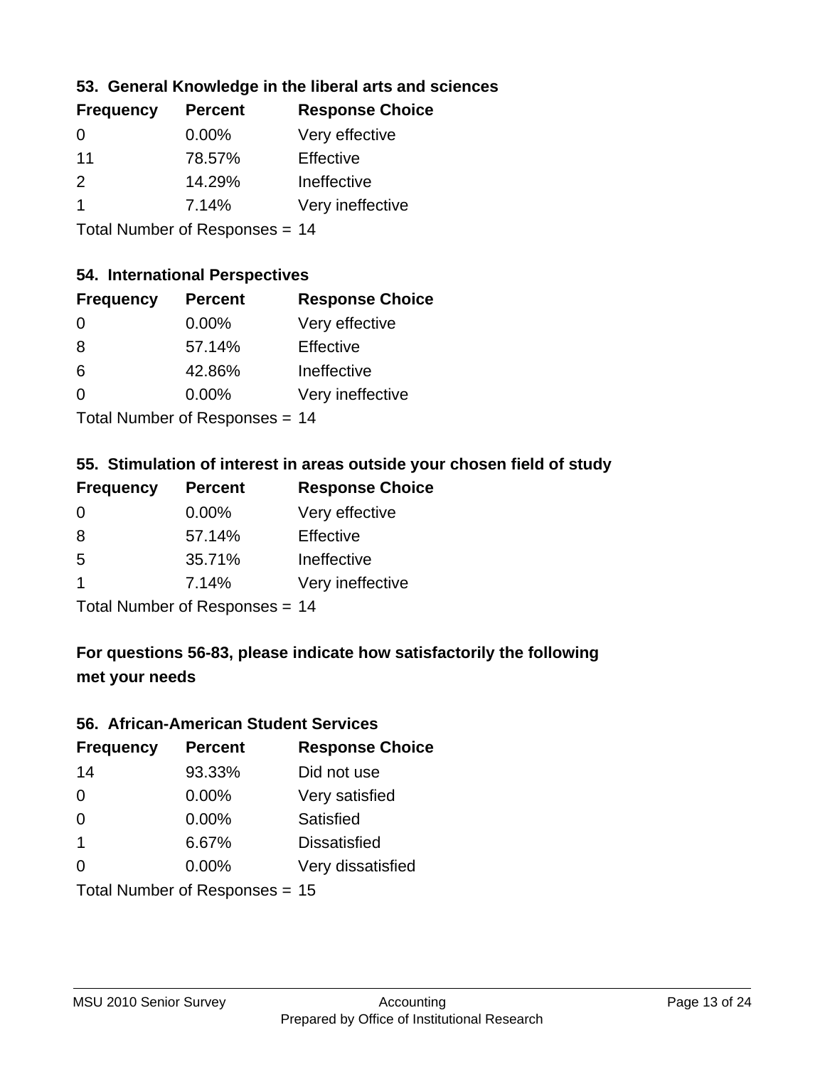### 53. General Knowledge in the liberal arts and sciences

| Frequency | Percent | Response Choice |
|---|---|---|
| 0 | 0.00% | Very effective |
| 11 | 78.57% | Effective |
| 2 | 14.29% | Ineffective |
| 1 | 7.14% | Very ineffective |

Total Number of Responses = 14

### 54. International Perspectives

| Frequency | Percent | Response Choice |
|---|---|---|
| 0 | 0.00% | Very effective |
| 8 | 57.14% | Effective |
| 6 | 42.86% | Ineffective |
| 0 | 0.00% | Very ineffective |

Total Number of Responses = 14

### 55. Stimulation of interest in areas outside your chosen field of study

| Frequency | Percent | Response Choice |
|---|---|---|
| 0 | 0.00% | Very effective |
| 8 | 57.14% | Effective |
| 5 | 35.71% | Ineffective |
| 1 | 7.14% | Very ineffective |

Total Number of Responses = 14

### For questions 56-83, please indicate how satisfactorily the following met your needs

### 56. African-American Student Services

| Frequency | Percent | Response Choice |
|---|---|---|
| 14 | 93.33% | Did not use |
| 0 | 0.00% | Very satisfied |
| 0 | 0.00% | Satisfied |
| 1 | 6.67% | Dissatisfied |
| 0 | 0.00% | Very dissatisfied |

Total Number of Responses = 15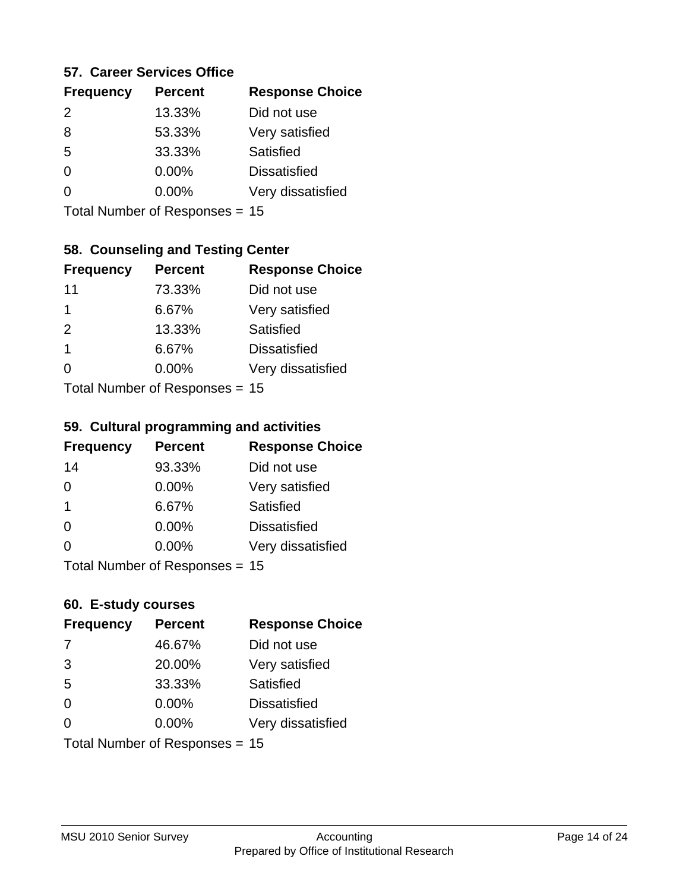### 57. Career Services Office

| Frequency | Percent | Response Choice |
|---|---|---|
| 2 | 13.33% | Did not use |
| 8 | 53.33% | Very satisfied |
| 5 | 33.33% | Satisfied |
| 0 | 0.00% | Dissatisfied |
| 0 | 0.00% | Very dissatisfied |

Total Number of Responses = 15

### 58. Counseling and Testing Center

| Frequency | Percent | Response Choice |
|---|---|---|
| 11 | 73.33% | Did not use |
| 1 | 6.67% | Very satisfied |
| 2 | 13.33% | Satisfied |
| 1 | 6.67% | Dissatisfied |
| 0 | 0.00% | Very dissatisfied |

Total Number of Responses = 15

### 59. Cultural programming and activities

| Frequency | Percent | Response Choice |
|---|---|---|
| 14 | 93.33% | Did not use |
| 0 | 0.00% | Very satisfied |
| 1 | 6.67% | Satisfied |
| 0 | 0.00% | Dissatisfied |
| 0 | 0.00% | Very dissatisfied |

Total Number of Responses = 15

### 60. E-study courses

| Frequency | Percent | Response Choice |
|---|---|---|
| 7 | 46.67% | Did not use |
| 3 | 20.00% | Very satisfied |
| 5 | 33.33% | Satisfied |
| 0 | 0.00% | Dissatisfied |
| 0 | 0.00% | Very dissatisfied |

Total Number of Responses = 15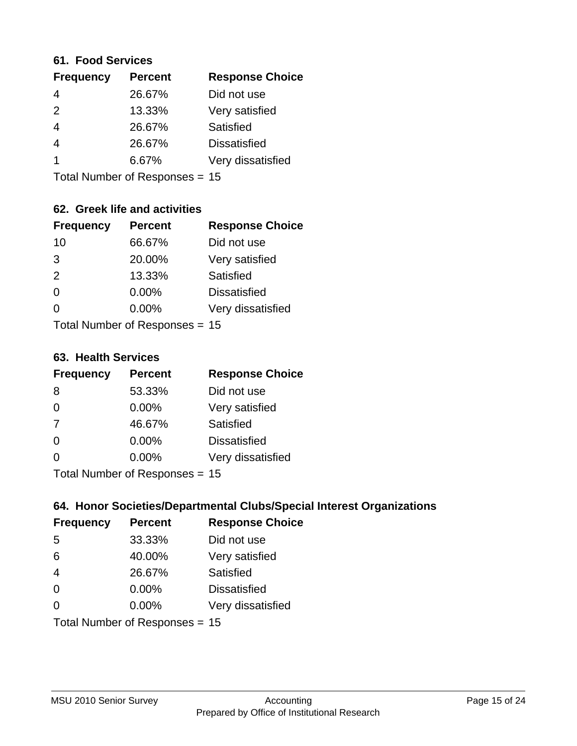### 61. Food Services

| Frequency | Percent | Response Choice |
|---|---|---|
| 4 | 26.67% | Did not use |
| 2 | 13.33% | Very satisfied |
| 4 | 26.67% | Satisfied |
| 4 | 26.67% | Dissatisfied |
| 1 | 6.67% | Very dissatisfied |

Total Number of Responses = 15

### 62. Greek life and activities

| Frequency | Percent | Response Choice |
|---|---|---|
| 10 | 66.67% | Did not use |
| 3 | 20.00% | Very satisfied |
| 2 | 13.33% | Satisfied |
| 0 | 0.00% | Dissatisfied |
| 0 | 0.00% | Very dissatisfied |

Total Number of Responses = 15

### 63. Health Services

| Frequency | Percent | Response Choice |
|---|---|---|
| 8 | 53.33% | Did not use |
| 0 | 0.00% | Very satisfied |
| 7 | 46.67% | Satisfied |
| 0 | 0.00% | Dissatisfied |
| 0 | 0.00% | Very dissatisfied |

Total Number of Responses = 15

### 64. Honor Societies/Departmental Clubs/Special Interest Organizations

| Frequency | Percent | Response Choice |
|---|---|---|
| 5 | 33.33% | Did not use |
| 6 | 40.00% | Very satisfied |
| 4 | 26.67% | Satisfied |
| 0 | 0.00% | Dissatisfied |
| 0 | 0.00% | Very dissatisfied |

Total Number of Responses = 15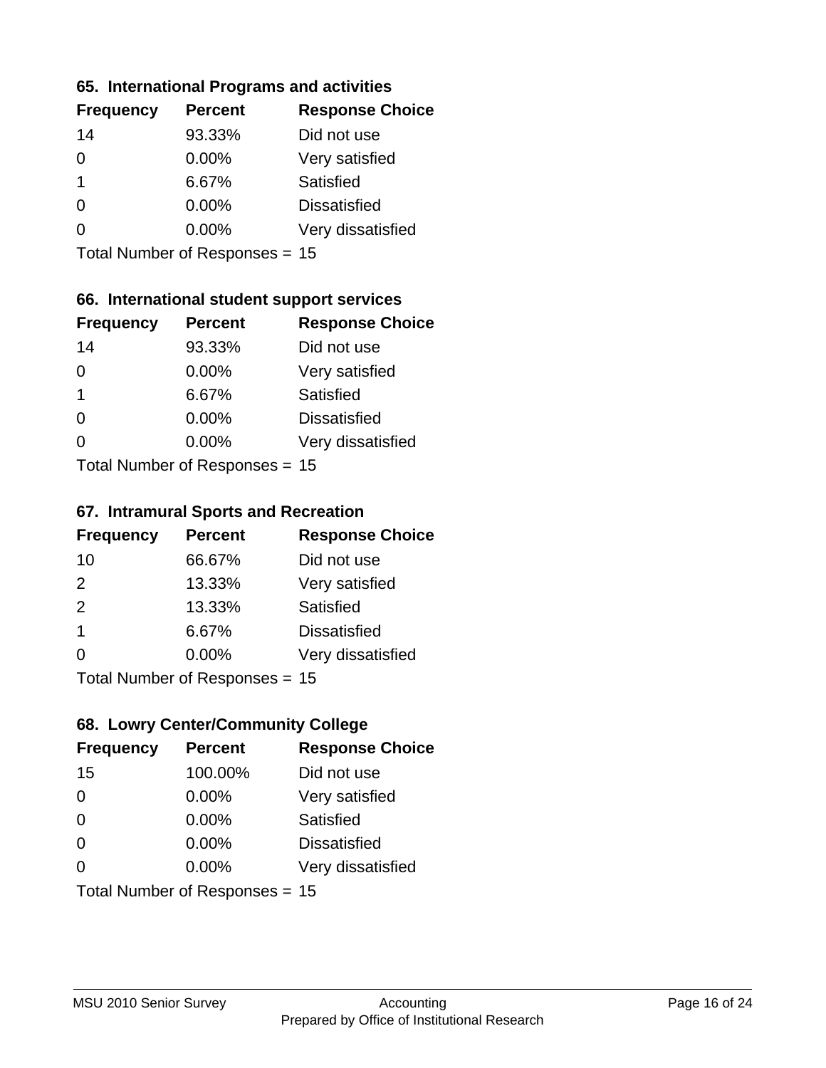### 65. International Programs and activities

| Frequency | Percent | Response Choice |
|---|---|---|
| 14 | 93.33% | Did not use |
| 0 | 0.00% | Very satisfied |
| 1 | 6.67% | Satisfied |
| 0 | 0.00% | Dissatisfied |
| 0 | 0.00% | Very dissatisfied |

Total Number of Responses = 15

### 66. International student support services

| Frequency | Percent | Response Choice |
|---|---|---|
| 14 | 93.33% | Did not use |
| 0 | 0.00% | Very satisfied |
| 1 | 6.67% | Satisfied |
| 0 | 0.00% | Dissatisfied |
| 0 | 0.00% | Very dissatisfied |

Total Number of Responses = 15

### 67. Intramural Sports and Recreation

| Frequency | Percent | Response Choice |
|---|---|---|
| 10 | 66.67% | Did not use |
| 2 | 13.33% | Very satisfied |
| 2 | 13.33% | Satisfied |
| 1 | 6.67% | Dissatisfied |
| 0 | 0.00% | Very dissatisfied |

Total Number of Responses = 15

### 68. Lowry Center/Community College

| Frequency | Percent | Response Choice |
|---|---|---|
| 15 | 100.00% | Did not use |
| 0 | 0.00% | Very satisfied |
| 0 | 0.00% | Satisfied |
| 0 | 0.00% | Dissatisfied |
| 0 | 0.00% | Very dissatisfied |

Total Number of Responses = 15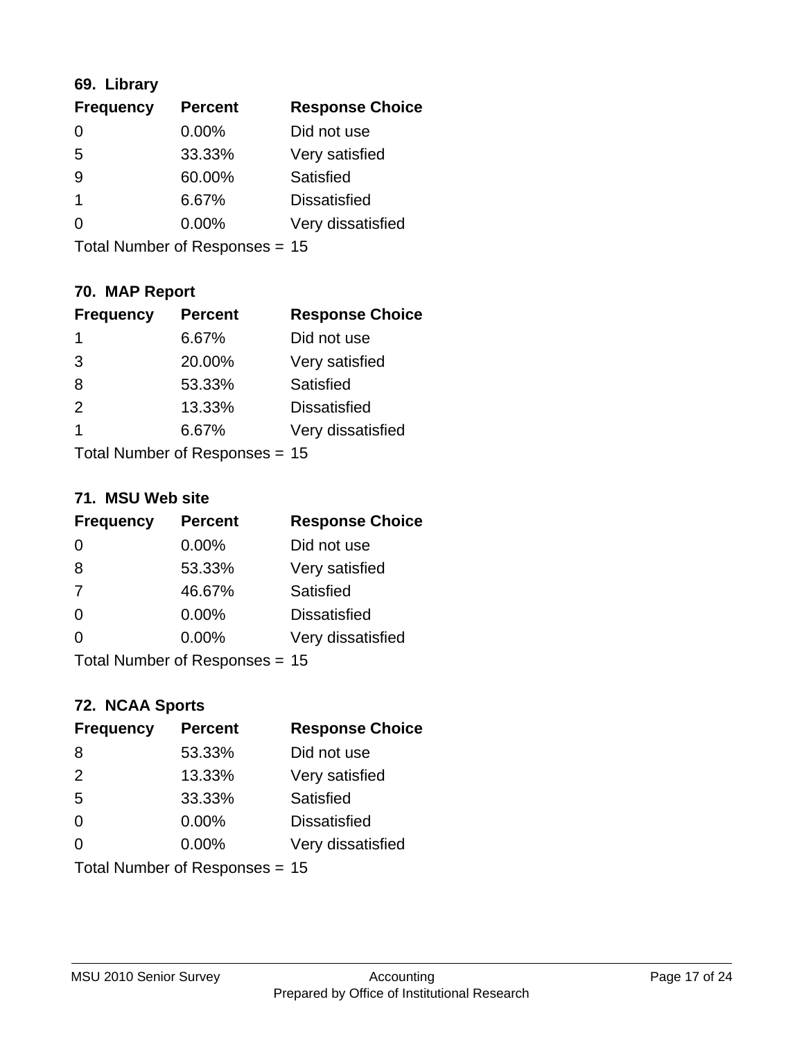### 69. Library

| Frequency | Percent | Response Choice |
|---|---|---|
| 0 | 0.00% | Did not use |
| 5 | 33.33% | Very satisfied |
| 9 | 60.00% | Satisfied |
| 1 | 6.67% | Dissatisfied |
| 0 | 0.00% | Very dissatisfied |

Total Number of Responses = 15

### 70. MAP Report

| Frequency | Percent | Response Choice |
|---|---|---|
| 1 | 6.67% | Did not use |
| 3 | 20.00% | Very satisfied |
| 8 | 53.33% | Satisfied |
| 2 | 13.33% | Dissatisfied |
| 1 | 6.67% | Very dissatisfied |

Total Number of Responses = 15

### 71. MSU Web site

| Frequency | Percent | Response Choice |
|---|---|---|
| 0 | 0.00% | Did not use |
| 8 | 53.33% | Very satisfied |
| 7 | 46.67% | Satisfied |
| 0 | 0.00% | Dissatisfied |
| 0 | 0.00% | Very dissatisfied |

Total Number of Responses = 15

### 72. NCAA Sports

| Frequency | Percent | Response Choice |
|---|---|---|
| 8 | 53.33% | Did not use |
| 2 | 13.33% | Very satisfied |
| 5 | 33.33% | Satisfied |
| 0 | 0.00% | Dissatisfied |
| 0 | 0.00% | Very dissatisfied |

Total Number of Responses = 15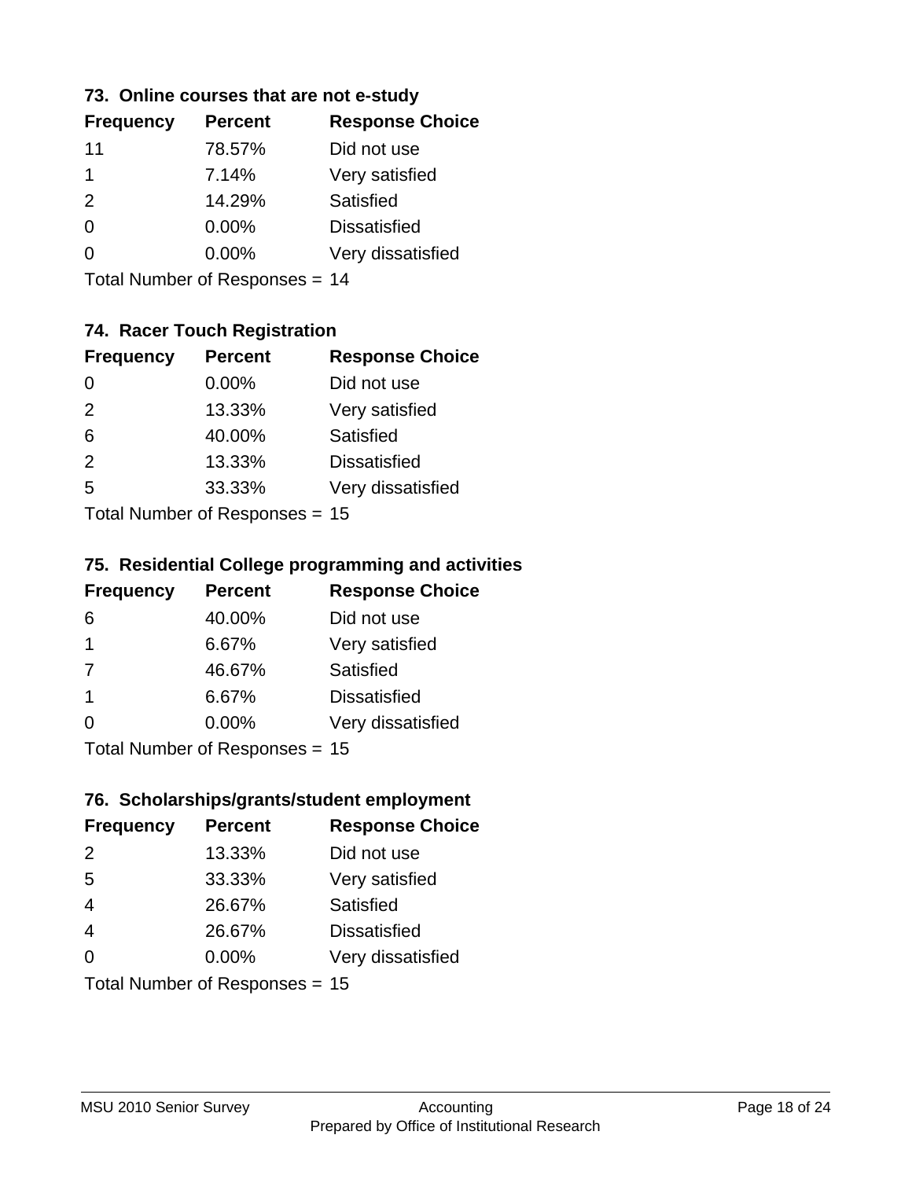### 73. Online courses that are not e-study

| Frequency | Percent | Response Choice |
|---|---|---|
| 11 | 78.57% | Did not use |
| 1 | 7.14% | Very satisfied |
| 2 | 14.29% | Satisfied |
| 0 | 0.00% | Dissatisfied |
| 0 | 0.00% | Very dissatisfied |

Total Number of Responses = 14

### 74. Racer Touch Registration

| Frequency | Percent | Response Choice |
|---|---|---|
| 0 | 0.00% | Did not use |
| 2 | 13.33% | Very satisfied |
| 6 | 40.00% | Satisfied |
| 2 | 13.33% | Dissatisfied |
| 5 | 33.33% | Very dissatisfied |

Total Number of Responses = 15

### 75. Residential College programming and activities

| Frequency | Percent | Response Choice |
|---|---|---|
| 6 | 40.00% | Did not use |
| 1 | 6.67% | Very satisfied |
| 7 | 46.67% | Satisfied |
| 1 | 6.67% | Dissatisfied |
| 0 | 0.00% | Very dissatisfied |

Total Number of Responses = 15

### 76. Scholarships/grants/student employment

| Frequency | Percent | Response Choice |
|---|---|---|
| 2 | 13.33% | Did not use |
| 5 | 33.33% | Very satisfied |
| 4 | 26.67% | Satisfied |
| 4 | 26.67% | Dissatisfied |
| 0 | 0.00% | Very dissatisfied |

Total Number of Responses = 15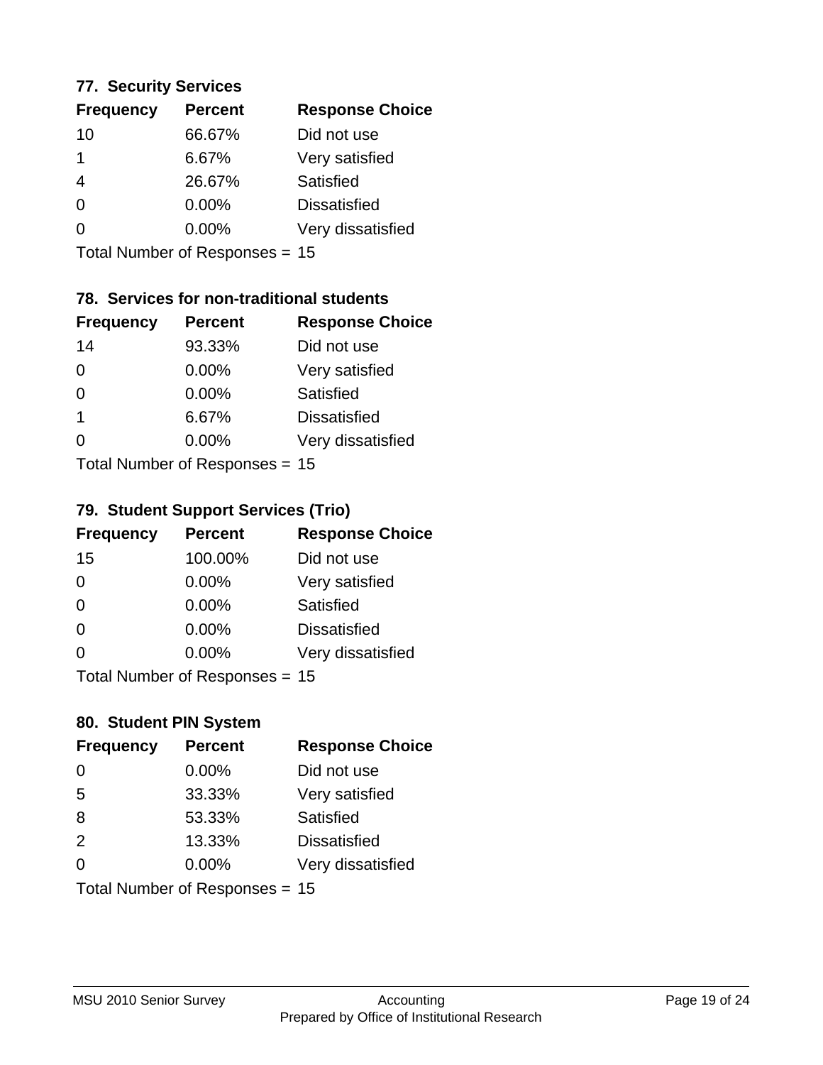### 77. Security Services

| Frequency | Percent | Response Choice |
|---|---|---|
| 10 | 66.67% | Did not use |
| 1 | 6.67% | Very satisfied |
| 4 | 26.67% | Satisfied |
| 0 | 0.00% | Dissatisfied |
| 0 | 0.00% | Very dissatisfied |

Total Number of Responses = 15

### 78. Services for non-traditional students

| Frequency | Percent | Response Choice |
|---|---|---|
| 14 | 93.33% | Did not use |
| 0 | 0.00% | Very satisfied |
| 0 | 0.00% | Satisfied |
| 1 | 6.67% | Dissatisfied |
| 0 | 0.00% | Very dissatisfied |

Total Number of Responses = 15

### 79. Student Support Services (Trio)

| Frequency | Percent | Response Choice |
|---|---|---|
| 15 | 100.00% | Did not use |
| 0 | 0.00% | Very satisfied |
| 0 | 0.00% | Satisfied |
| 0 | 0.00% | Dissatisfied |
| 0 | 0.00% | Very dissatisfied |

Total Number of Responses = 15

### 80. Student PIN System

| Frequency | Percent | Response Choice |
|---|---|---|
| 0 | 0.00% | Did not use |
| 5 | 33.33% | Very satisfied |
| 8 | 53.33% | Satisfied |
| 2 | 13.33% | Dissatisfied |
| 0 | 0.00% | Very dissatisfied |

Total Number of Responses = 15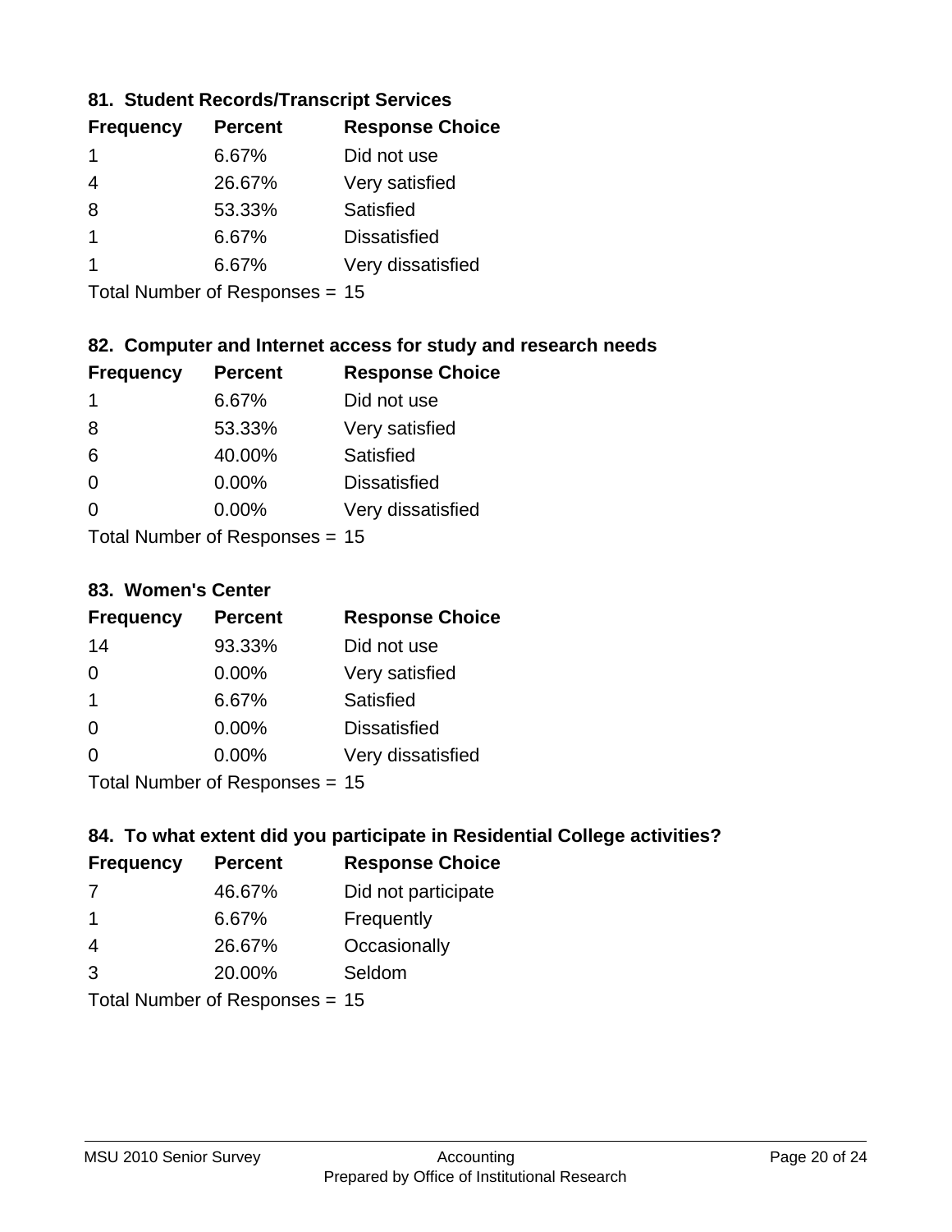### 81. Student Records/Transcript Services

| Frequency | Percent | Response Choice |
|---|---|---|
| 1 | 6.67% | Did not use |
| 4 | 26.67% | Very satisfied |
| 8 | 53.33% | Satisfied |
| 1 | 6.67% | Dissatisfied |
| 1 | 6.67% | Very dissatisfied |

Total Number of Responses = 15

### 82. Computer and Internet access for study and research needs

| Frequency | Percent | Response Choice |
|---|---|---|
| 1 | 6.67% | Did not use |
| 8 | 53.33% | Very satisfied |
| 6 | 40.00% | Satisfied |
| 0 | 0.00% | Dissatisfied |
| 0 | 0.00% | Very dissatisfied |

Total Number of Responses = 15

### 83. Women's Center

| Frequency | Percent | Response Choice |
|---|---|---|
| 14 | 93.33% | Did not use |
| 0 | 0.00% | Very satisfied |
| 1 | 6.67% | Satisfied |
| 0 | 0.00% | Dissatisfied |
| 0 | 0.00% | Very dissatisfied |

Total Number of Responses = 15

### 84. To what extent did you participate in Residential College activities?

| Frequency | Percent | Response Choice |
|---|---|---|
| 7 | 46.67% | Did not participate |
| 1 | 6.67% | Frequently |
| 4 | 26.67% | Occasionally |
| 3 | 20.00% | Seldom |

Total Number of Responses = 15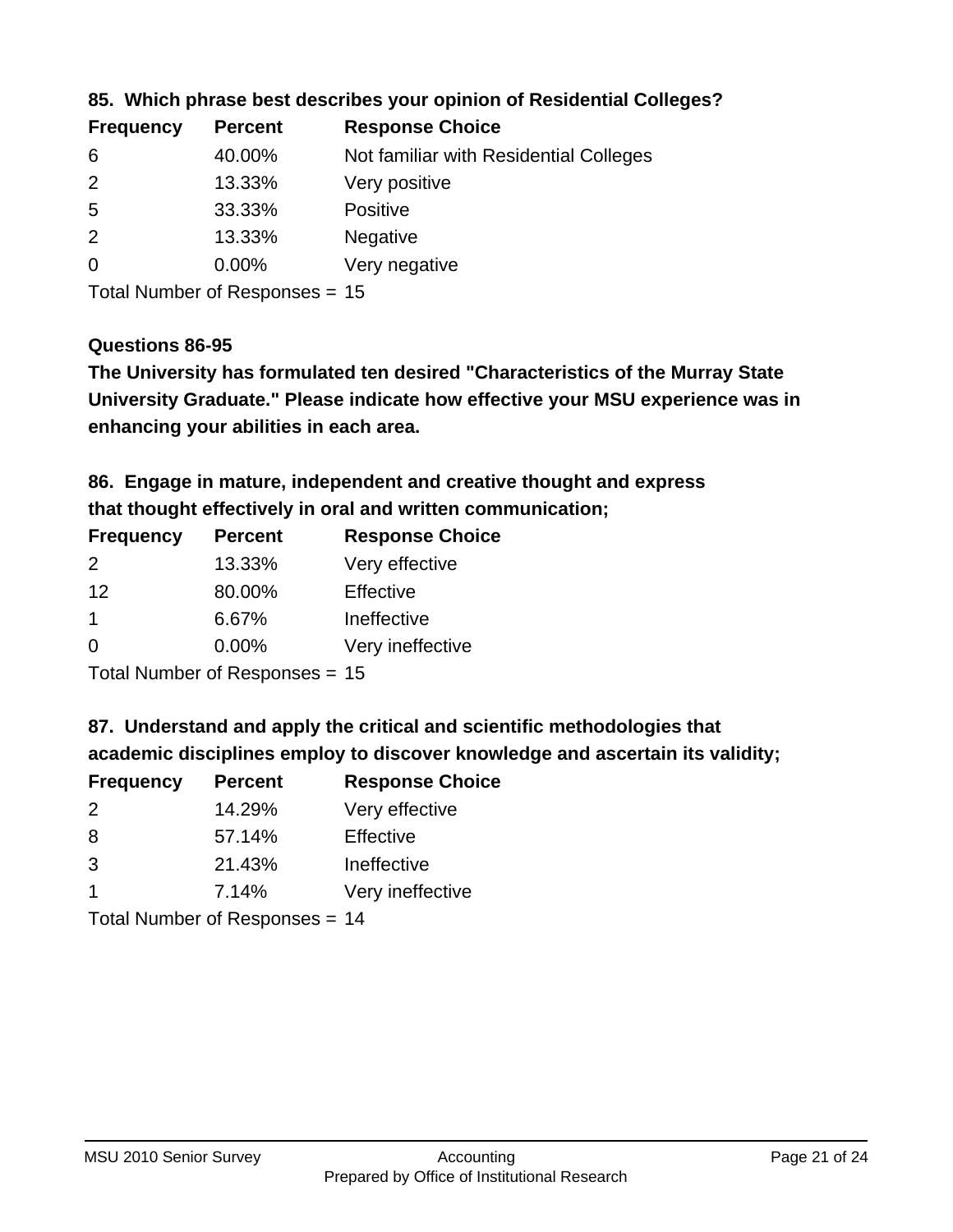**85. Which phrase best describes your opinion of Residential Colleges?**

| Frequency | Percent | Response Choice |
|---|---|---|
| 6 | 40.00% | Not familiar with Residential Colleges |
| 2 | 13.33% | Very positive |
| 5 | 33.33% | Positive |
| 2 | 13.33% | Negative |
| 0 | 0.00% | Very negative |

Total Number of Responses = 15

**Questions 86-95**

**The University has formulated ten desired "Characteristics of the Murray State University Graduate." Please indicate how effective your MSU experience was in enhancing your abilities in each area.**

**86. Engage in mature, independent and creative thought and express that thought effectively in oral and written communication;**

| Frequency | Percent | Response Choice |
|---|---|---|
| 2 | 13.33% | Very effective |
| 12 | 80.00% | Effective |
| 1 | 6.67% | Ineffective |
| 0 | 0.00% | Very ineffective |

Total Number of Responses = 15

**87. Understand and apply the critical and scientific methodologies that academic disciplines employ to discover knowledge and ascertain its validity;**

| Frequency | Percent | Response Choice |
|---|---|---|
| 2 | 14.29% | Very effective |
| 8 | 57.14% | Effective |
| 3 | 21.43% | Ineffective |
| 1 | 7.14% | Very ineffective |

Total Number of Responses = 14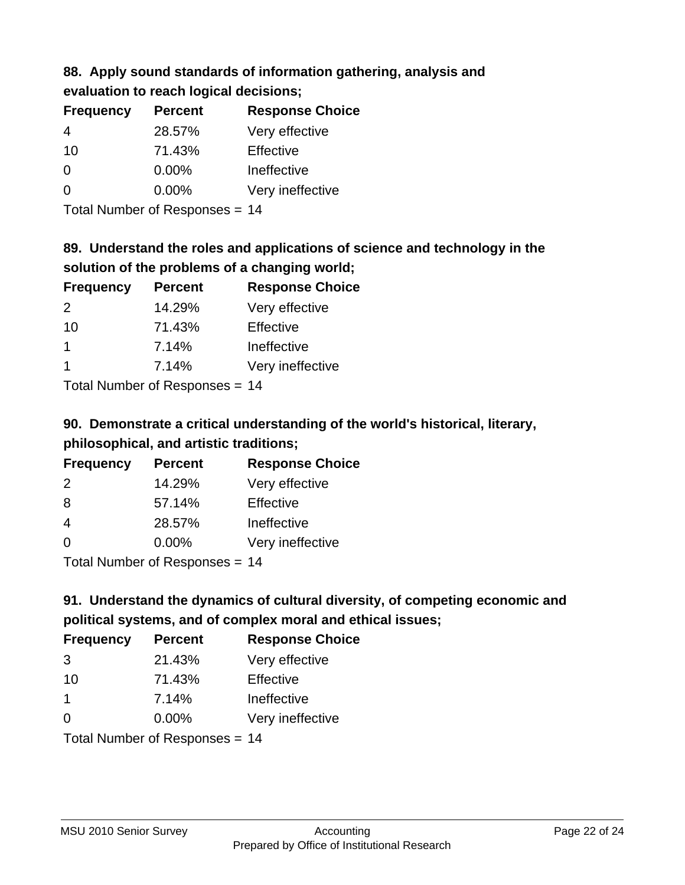### 88. Apply sound standards of information gathering, analysis and evaluation to reach logical decisions;

| Frequency | Percent | Response Choice |
|---|---|---|
| 4 | 28.57% | Very effective |
| 10 | 71.43% | Effective |
| 0 | 0.00% | Ineffective |
| 0 | 0.00% | Very ineffective |

Total Number of Responses = 14

### 89. Understand the roles and applications of science and technology in the solution of the problems of a changing world;

| Frequency | Percent | Response Choice |
|---|---|---|
| 2 | 14.29% | Very effective |
| 10 | 71.43% | Effective |
| 1 | 7.14% | Ineffective |
| 1 | 7.14% | Very ineffective |

Total Number of Responses = 14

### 90. Demonstrate a critical understanding of the world's historical, literary, philosophical, and artistic traditions;

| Frequency | Percent | Response Choice |
|---|---|---|
| 2 | 14.29% | Very effective |
| 8 | 57.14% | Effective |
| 4 | 28.57% | Ineffective |
| 0 | 0.00% | Very ineffective |

Total Number of Responses = 14

### 91. Understand the dynamics of cultural diversity, of competing economic and political systems, and of complex moral and ethical issues;

| Frequency | Percent | Response Choice |
|---|---|---|
| 3 | 21.43% | Very effective |
| 10 | 71.43% | Effective |
| 1 | 7.14% | Ineffective |
| 0 | 0.00% | Very ineffective |

Total Number of Responses = 14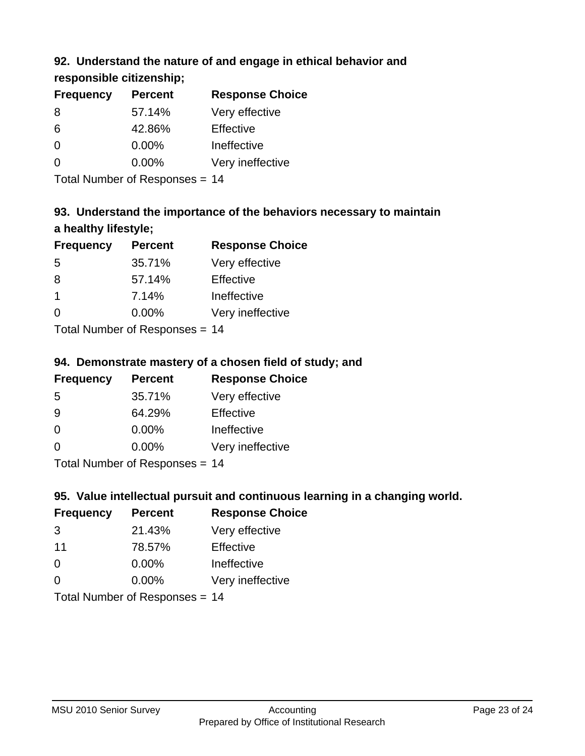### 92. Understand the nature of and engage in ethical behavior and responsible citizenship;

| Frequency | Percent | Response Choice |
|---|---|---|
| 8 | 57.14% | Very effective |
| 6 | 42.86% | Effective |
| 0 | 0.00% | Ineffective |
| 0 | 0.00% | Very ineffective |

Total Number of Responses = 14

### 93. Understand the importance of the behaviors necessary to maintain a healthy lifestyle;

| Frequency | Percent | Response Choice |
|---|---|---|
| 5 | 35.71% | Very effective |
| 8 | 57.14% | Effective |
| 1 | 7.14% | Ineffective |
| 0 | 0.00% | Very ineffective |

Total Number of Responses = 14

### 94. Demonstrate mastery of a chosen field of study; and

| Frequency | Percent | Response Choice |
|---|---|---|
| 5 | 35.71% | Very effective |
| 9 | 64.29% | Effective |
| 0 | 0.00% | Ineffective |
| 0 | 0.00% | Very ineffective |

Total Number of Responses = 14

### 95. Value intellectual pursuit and continuous learning in a changing world.

| Frequency | Percent | Response Choice |
|---|---|---|
| 3 | 21.43% | Very effective |
| 11 | 78.57% | Effective |
| 0 | 0.00% | Ineffective |
| 0 | 0.00% | Very ineffective |

Total Number of Responses = 14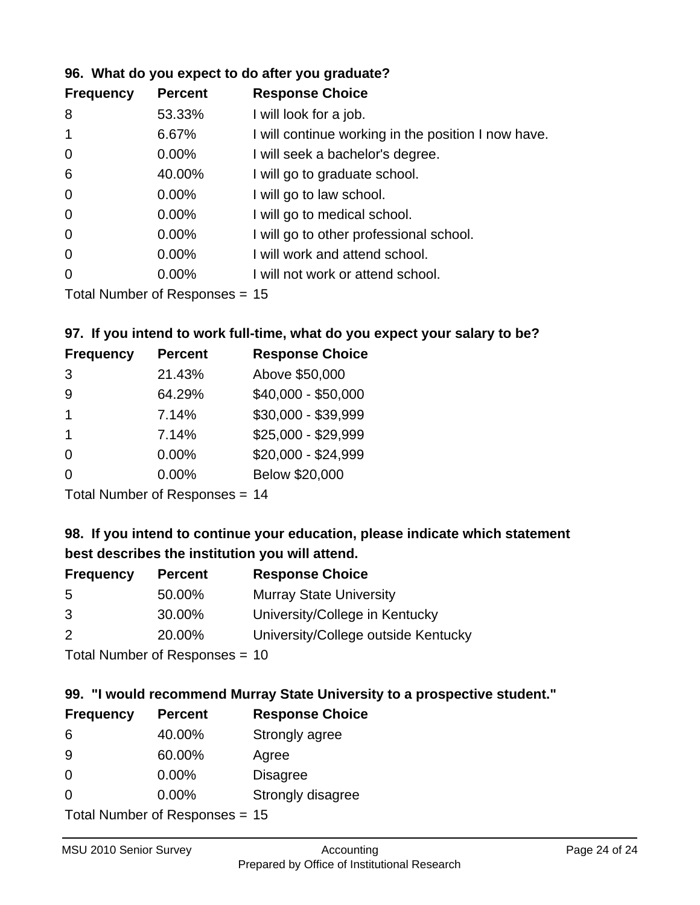### 96. What do you expect to do after you graduate?

| Frequency | Percent | Response Choice |
|---|---|---|
| 8 | 53.33% | I will look for a job. |
| 1 | 6.67% | I will continue working in the position I now have. |
| 0 | 0.00% | I will seek a bachelor's degree. |
| 6 | 40.00% | I will go to graduate school. |
| 0 | 0.00% | I will go to law school. |
| 0 | 0.00% | I will go to medical school. |
| 0 | 0.00% | I will go to other professional school. |
| 0 | 0.00% | I will work and attend school. |
| 0 | 0.00% | I will not work or attend school. |

Total Number of Responses = 15

### 97. If you intend to work full-time, what do you expect your salary to be?

| Frequency | Percent | Response Choice |
|---|---|---|
| 3 | 21.43% | Above $50,000 |
| 9 | 64.29% | $40,000 - $50,000 |
| 1 | 7.14% | $30,000 - $39,999 |
| 1 | 7.14% | $25,000 - $29,999 |
| 0 | 0.00% | $20,000 - $24,999 |
| 0 | 0.00% | Below $20,000 |

Total Number of Responses = 14

### 98. If you intend to continue your education, please indicate which statement best describes the institution you will attend.

| Frequency | Percent | Response Choice |
|---|---|---|
| 5 | 50.00% | Murray State University |
| 3 | 30.00% | University/College in Kentucky |
| 2 | 20.00% | University/College outside Kentucky |

Total Number of Responses = 10

### 99. "I would recommend Murray State University to a prospective student."

| Frequency | Percent | Response Choice |
|---|---|---|
| 6 | 40.00% | Strongly agree |
| 9 | 60.00% | Agree |
| 0 | 0.00% | Disagree |
| 0 | 0.00% | Strongly disagree |

Total Number of Responses = 15